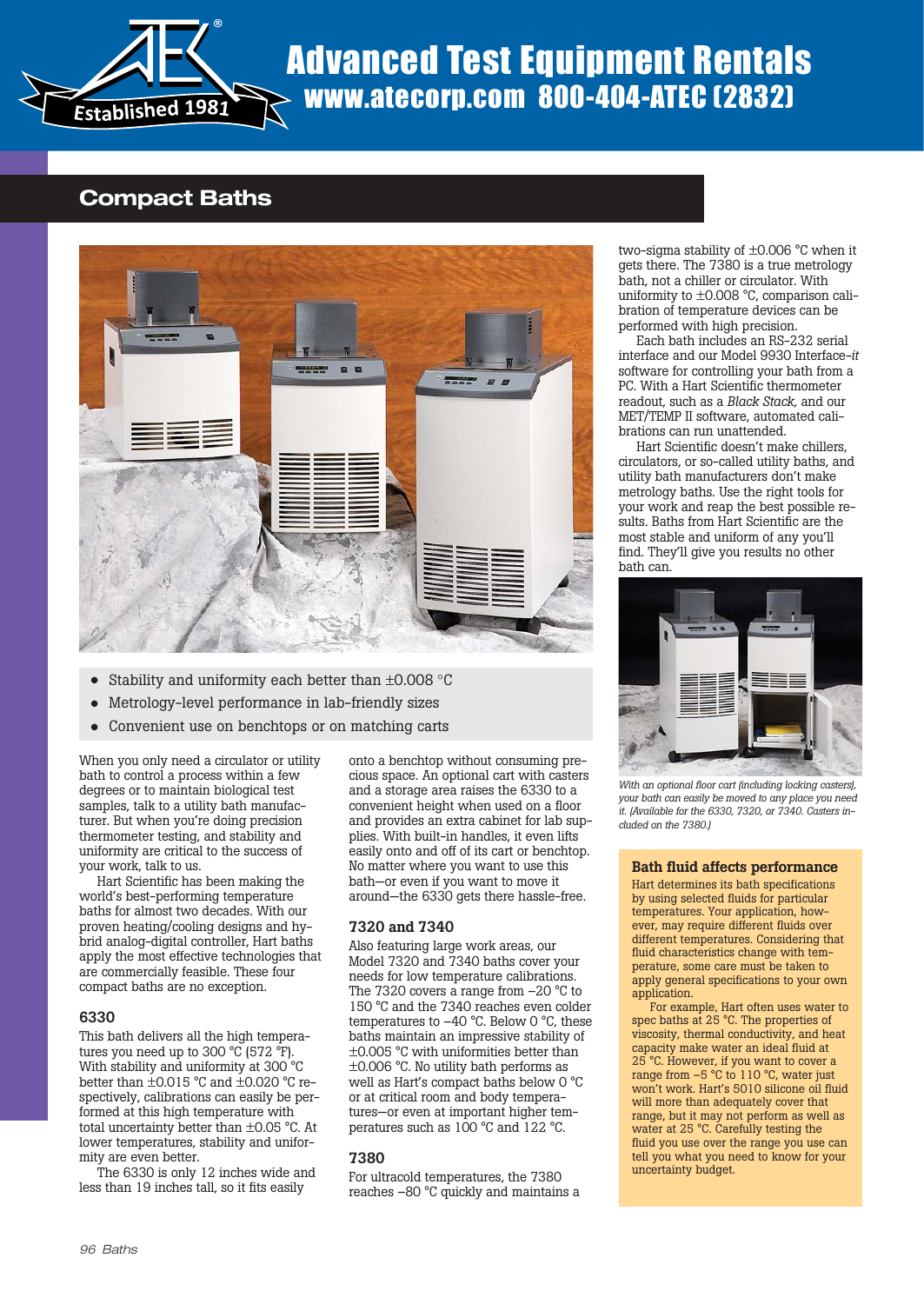# Advanced Test Equipment Rentals

www.atecorp.com 800-404-ATEC (2832)

## Compact Baths

- Stability and uniformity each better than ±0.008 °C
- Metrology-level performance in lab-friendly sizes
- Convenient use on benchtops or on matching carts

When you only need a circulator or utility bath to control a process within a few degrees or to maintain biological test samples, talk to a utility bath manufacturer. But when you're doing precision thermometer testing, and stability and uniformity are critical to the success of your work, talk to us.

Hart Scientific has been making the world's best-performing temperature baths for almost two decades. With our proven heating/cooling designs and hybrid analog-digital controller, Hart baths apply the most effective technologies that are commercially feasible. These four compact baths are no exception.

### 6330

This bath delivers all the high temperatures you need up to 300 °C (572 °F). With stability and uniformity at 300 °C better than ±0.015 °C and ±0.020 °C respectively, calibrations can easily be performed at this high temperature with total uncertainty better than ±0.05 °C. At lower temperatures, stability and uniformity are even better.

The 6330 is only 12 inches wide and less than 19 inches tall, so it fits easily onto a benchtop without consuming precious space. An optional cart with casters and a storage area raises the 6330 to a convenient height when used on a floor and provides an extra cabinet for lab supplies. With built-in handles, it even lifts easily onto and off of its cart or benchtop. No matter where you want to use this bath—or even if you want to move it around—the 6330 gets there hassle-free.

### 7320 and 7340

Also featuring large work areas, our Model 7320 and 7340 baths cover your needs for low temperature calibrations. The 7320 covers a range from –20 °C to 150 °C and the 7340 reaches even colder temperatures to –40 °C. Below 0 °C, these baths maintain an impressive stability of ±0.005 °C with uniformities better than ±0.006 °C. No utility bath performs as well as Hart's compact baths below 0 °C or at critical room and body temperatures—or even at important higher temperatures such as 100 °C and 122 °C.

### 7380

For ultracold temperatures, the 7380 reaches –80 °C quickly and maintains a two-sigma stability of ±0.006 °C when it gets there. The 7380 is a true metrology bath, not a chiller or circulator. With uniformity to ±0.008 °C, comparison calibration of temperature devices can be performed with high precision.

Each bath includes an RS-232 serial interface and our Model 9930 Interface-*it* software for controlling your bath from a PC. With a Hart Scientific thermometer readout, such as a *Black Stack,* and our MET/TEMP II software, automated calibrations can run unattended.

Hart Scientific doesn't make chillers, circulators, or so-called utility baths, and utility bath manufacturers don't make metrology baths. Use the right tools for your work and reap the best possible results. Baths from Hart Scientific are the most stable and uniform of any you'll find. They'll give you results no other bath can.

*With an optional floor cart (including locking casters), your bath can easily be moved to any place you need it. (Available for the 6330, 7320, or 7340. Casters included on the 7380.)*

### Bath fluid affects performance

Hart determines its bath specifications by using selected fluids for particular temperatures. Your application, however, may require different fluids over different temperatures. Considering that fluid characteristics change with temperature, some care must be taken to apply general specifications to your own application.

For example, Hart often uses water to spec baths at 25 °C. The properties of viscosity, thermal conductivity, and heat capacity make water an ideal fluid at 25 °C. However, if you want to cover a range from –5 °C to 110 °C, water just won't work. Hart's 5010 silicone oil fluid will more than adequately cover that range, but it may not perform as well as water at 25 °C. Carefully testing the fluid you use over the range you use can tell you what you need to know for your uncertainty budget.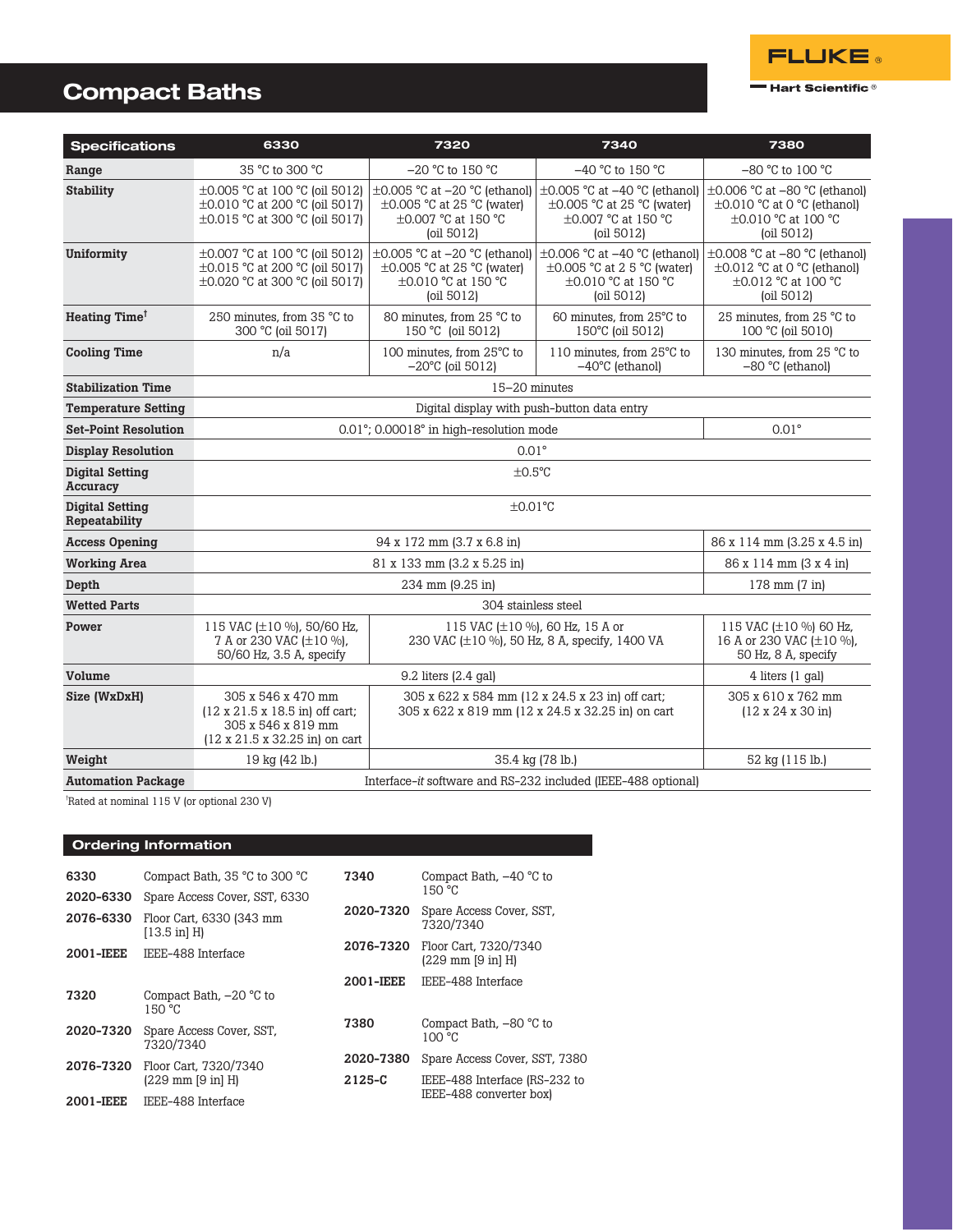# Compact Baths

| Specifications | 6330 | 7320 | 7340 | 7380 |
|---|---|---|---|---|
| **Range** | 35 °C to 300 °C | –20 °C to 150 °C | –40 °C to 150 °C | –80 °C to 100 °C |
| **Stability** | ±0.005 °C at 100 °C (oil 5012) ±0.010 °C at 200 °C (oil 5017) ±0.015 °C at 300 °C (oil 5017) | ±0.005 °C at –20 °C (ethanol) ±0.005 °C at 25 °C (water) ±0.007 °C at 150 °C (oil 5012) | ±0.005 °C at –40 °C (ethanol) ±0.005 °C at 25 °C (water) ±0.007 °C at 150 °C (oil 5012) | ±0.006 °C at –80 °C (ethanol) ±0.010 °C at 0 °C (ethanol) ±0.010 °C at 100 °C (oil 5012) |
| **Uniformity** | ±0.007 °C at 100 °C (oil 5012) ±0.015 °C at 200 °C (oil 5017) ±0.020 °C at 300 °C (oil 5017) | ±0.005 °C at –20 °C (ethanol) ±0.005 °C at 25 °C (water) ±0.010 °C at 150 °C (oil 5012) | ±0.006 °C at –40 °C (ethanol) ±0.005 °C at 2 5 °C (water) ±0.010 °C at 150 °C (oil 5012) | ±0.008 °C at –80 °C (ethanol) ±0.012 °C at 0 °C (ethanol) ±0.012 °C at 100 °C (oil 5012) |
| **Heating Time**[†] | 250 minutes, from 35 °C to 300 °C (oil 5017) | 80 minutes, from 25 °C to 150 °C (oil 5012) | 60 minutes, from 25°C to 150°C (oil 5012) | 25 minutes, from 25 °C to 100 °C (oil 5010) |
| **Cooling Time** | n/a | 100 minutes, from 25°C to –20°C (oil 5012) | 110 minutes, from 25°C to –40°C (ethanol) | 130 minutes, from 25 °C to –80 °C (ethanol) |
| **Stabilization Time** | 15–20 minutes | | | |
| **Temperature Setting** | Digital display with push-button data entry | | | |
| **Set-Point Resolution** | 0.01°; 0.00018° in high-resolution mode | | | 0.01° |
| **Display Resolution** | 0.01° | | | |
| **Digital Setting Accuracy** | ±0.5°C | | | |
| **Digital Setting Repeatability** | ±0.01°C | | | |
| **Access Opening** | 94 x 172 mm (3.7 x 6.8 in) | | | 86 x 114 mm (3.25 x 4.5 in) |
| **Working Area** | 81 x 133 mm (3.2 x 5.25 in) | | | 86 x 114 mm (3 x 4 in) |
| **Depth** | 234 mm (9.25 in) | | | 178 mm (7 in) |
| **Wetted Parts** | 304 stainless steel | | | |
| **Power** | 115 VAC (±10 %), 50/60 Hz, 7 A or 230 VAC (±10 %), 50/60 Hz, 3.5 A, specify | 115 VAC (±10 %), 60 Hz, 15 A or 230 VAC (±10 %), 50 Hz, 8 A, specify, 1400 VA | | 115 VAC (±10 %) 60 Hz, 16 A or 230 VAC (±10 %), 50 Hz, 8 A, specify |
| **Volume** | 9.2 liters (2.4 gal) | | | 4 liters (1 gal) |
| **Size (WxDxH)** | 305 x 546 x 470 mm (12 x 21.5 x 18.5 in) off cart; 305 x 546 x 819 mm (12 x 21.5 x 32.25 in) on cart | 305 x 622 x 584 mm (12 x 24.5 x 23 in) off cart; 305 x 622 x 819 mm (12 x 24.5 x 32.25 in) on cart | | 305 x 610 x 762 mm (12 x 24 x 30 in) |
| **Weight** | 19 kg (42 lb.) | 35.4 kg (78 lb.) | | 52 kg (115 lb.) |
| **Automation Package** | Interface-*it* software and RS-232 included (IEEE-488 optional) | | | |

[†]Rated at nominal 115 V (or optional 230 V)

## Ordering Information

**6330** Compact Bath, 35 °C to 300 °C
**2020-6330** Spare Access Cover, SST, 6330
**2076-6330** Floor Cart, 6330 (343 mm [13.5 in] H)
**2001-IEEE** IEEE-488 Interface

**7320** Compact Bath, –20 °C to 150 °C
**2020-7320** Spare Access Cover, SST, 7320/7340
**2076-7320** Floor Cart, 7320/7340 (229 mm [9 in] H)
**2001-IEEE** IEEE-488 Interface

**7340** Compact Bath, –40 °C to 150 °C
**2020-7320** Spare Access Cover, SST, 7320/7340
**2076-7320** Floor Cart, 7320/7340 (229 mm [9 in] H)
**2001-IEEE** IEEE-488 Interface

**7380** Compact Bath, –80 °C to 100 °C
**2020-7380** Spare Access Cover, SST, 7380
**2125-C** IEEE-488 Interface (RS-232 to IEEE-488 converter box)